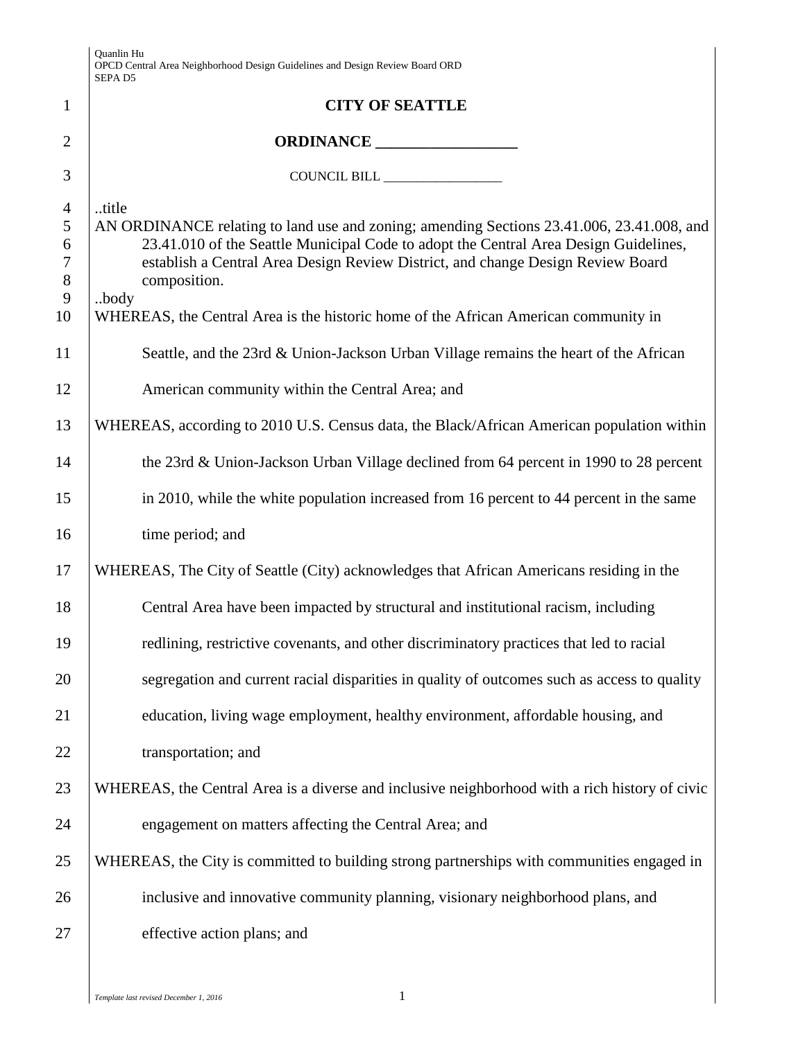# CITY OF SEATTLE

## ORDINANCE __________________

COUNCIL BILL __________________

..title

AN ORDINANCE relating to land use and zoning; amending Sections 23.41.006, 23.41.008, and 23.41.010 of the Seattle Municipal Code to adopt the Central Area Design Guidelines, establish a Central Area Design Review District, and change Design Review Board composition.

..body

WHEREAS, the Central Area is the historic home of the African American community in Seattle, and the 23rd & Union-Jackson Urban Village remains the heart of the African American community within the Central Area; and

WHEREAS, according to 2010 U.S. Census data, the Black/African American population within the 23rd & Union-Jackson Urban Village declined from 64 percent in 1990 to 28 percent in 2010, while the white population increased from 16 percent to 44 percent in the same time period; and

WHEREAS, The City of Seattle (City) acknowledges that African Americans residing in the Central Area have been impacted by structural and institutional racism, including redlining, restrictive covenants, and other discriminatory practices that led to racial segregation and current racial disparities in quality of outcomes such as access to quality education, living wage employment, healthy environment, affordable housing, and transportation; and

WHEREAS, the Central Area is a diverse and inclusive neighborhood with a rich history of civic engagement on matters affecting the Central Area; and

WHEREAS, the City is committed to building strong partnerships with communities engaged in inclusive and innovative community planning, visionary neighborhood plans, and effective action plans; and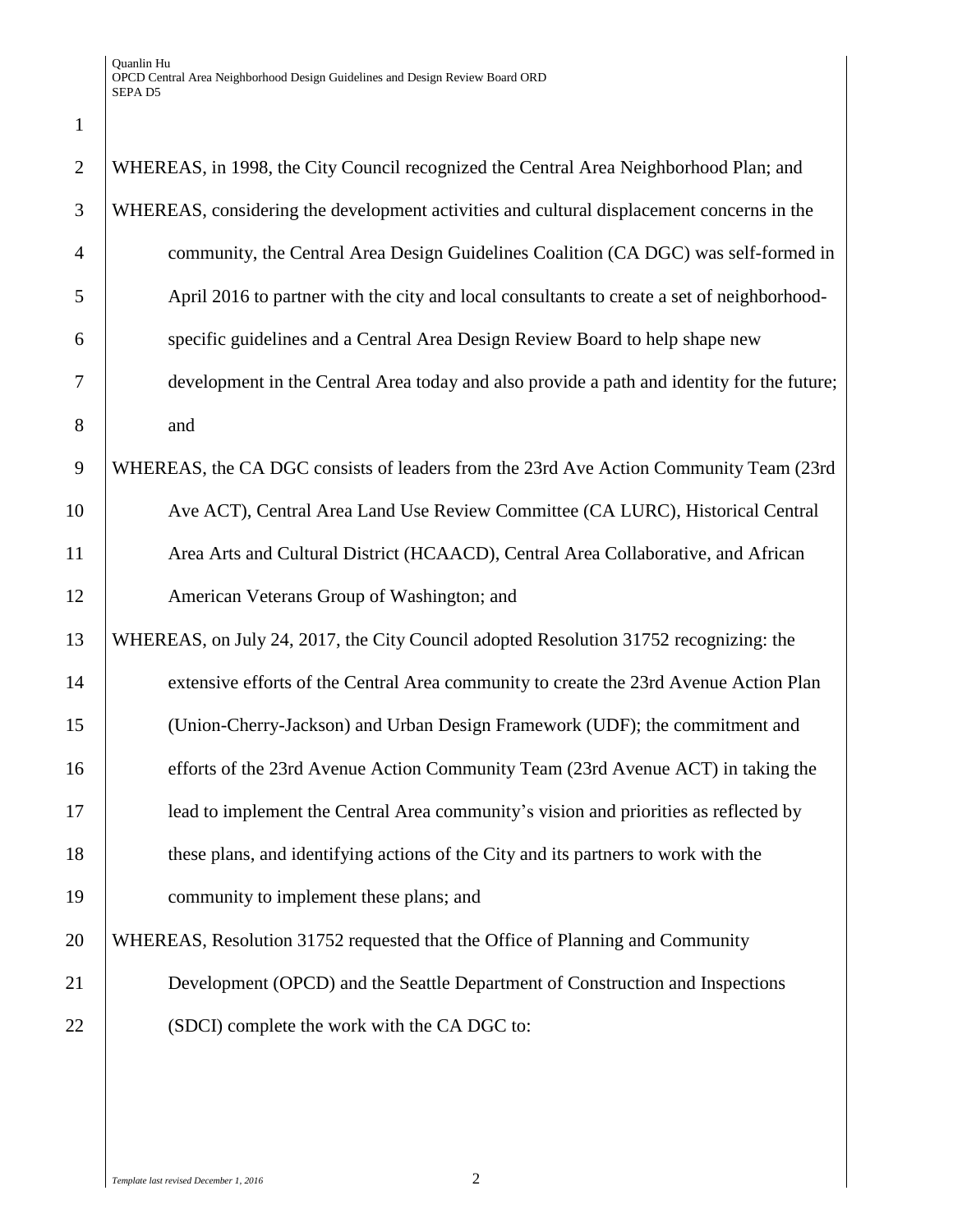WHEREAS, in 1998, the City Council recognized the Central Area Neighborhood Plan; and

WHEREAS, considering the development activities and cultural displacement concerns in the community, the Central Area Design Guidelines Coalition (CA DGC) was self-formed in April 2016 to partner with the city and local consultants to create a set of neighborhood-specific guidelines and a Central Area Design Review Board to help shape new development in the Central Area today and also provide a path and identity for the future; and

WHEREAS, the CA DGC consists of leaders from the 23rd Ave Action Community Team (23rd Ave ACT), Central Area Land Use Review Committee (CA LURC), Historical Central Area Arts and Cultural District (HCAACD), Central Area Collaborative, and African American Veterans Group of Washington; and

WHEREAS, on July 24, 2017, the City Council adopted Resolution 31752 recognizing: the extensive efforts of the Central Area community to create the 23rd Avenue Action Plan (Union-Cherry-Jackson) and Urban Design Framework (UDF); the commitment and efforts of the 23rd Avenue Action Community Team (23rd Avenue ACT) in taking the lead to implement the Central Area community's vision and priorities as reflected by these plans, and identifying actions of the City and its partners to work with the community to implement these plans; and

WHEREAS, Resolution 31752 requested that the Office of Planning and Community Development (OPCD) and the Seattle Department of Construction and Inspections (SDCI) complete the work with the CA DGC to: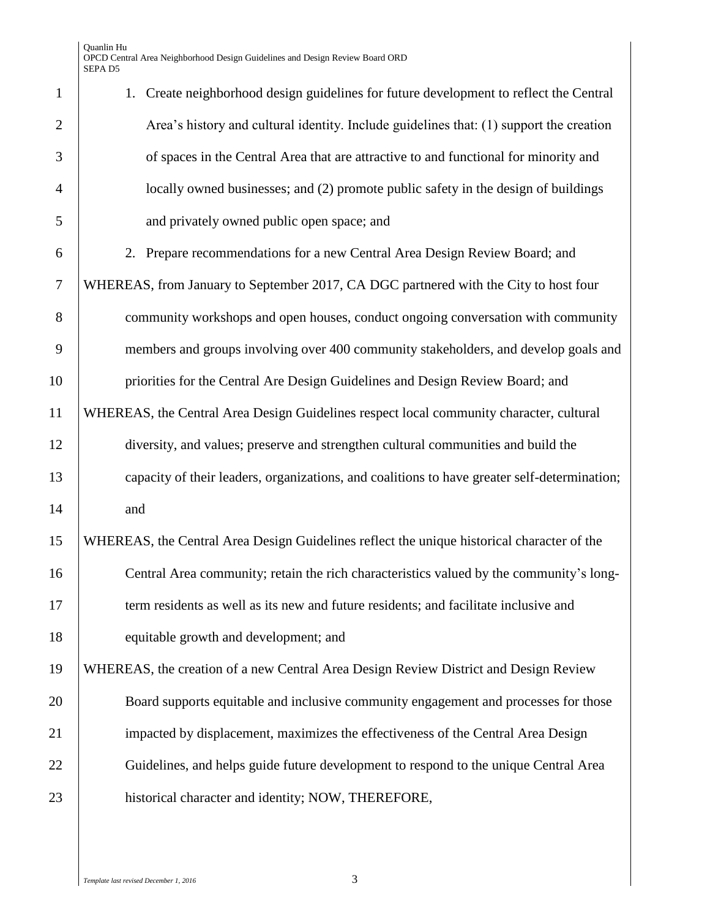1. Create neighborhood design guidelines for future development to reflect the Central Area's history and cultural identity. Include guidelines that: (1) support the creation of spaces in the Central Area that are attractive to and functional for minority and locally owned businesses; and (2) promote public safety in the design of buildings and privately owned public open space; and
2. Prepare recommendations for a new Central Area Design Review Board; and

WHEREAS, from January to September 2017, CA DGC partnered with the City to host four community workshops and open houses, conduct ongoing conversation with community members and groups involving over 400 community stakeholders, and develop goals and priorities for the Central Are Design Guidelines and Design Review Board; and

WHEREAS, the Central Area Design Guidelines respect local community character, cultural diversity, and values; preserve and strengthen cultural communities and build the capacity of their leaders, organizations, and coalitions to have greater self-determination; and

WHEREAS, the Central Area Design Guidelines reflect the unique historical character of the Central Area community; retain the rich characteristics valued by the community's long-term residents as well as its new and future residents; and facilitate inclusive and equitable growth and development; and

WHEREAS, the creation of a new Central Area Design Review District and Design Review Board supports equitable and inclusive community engagement and processes for those impacted by displacement, maximizes the effectiveness of the Central Area Design Guidelines, and helps guide future development to respond to the unique Central Area historical character and identity; NOW, THEREFORE,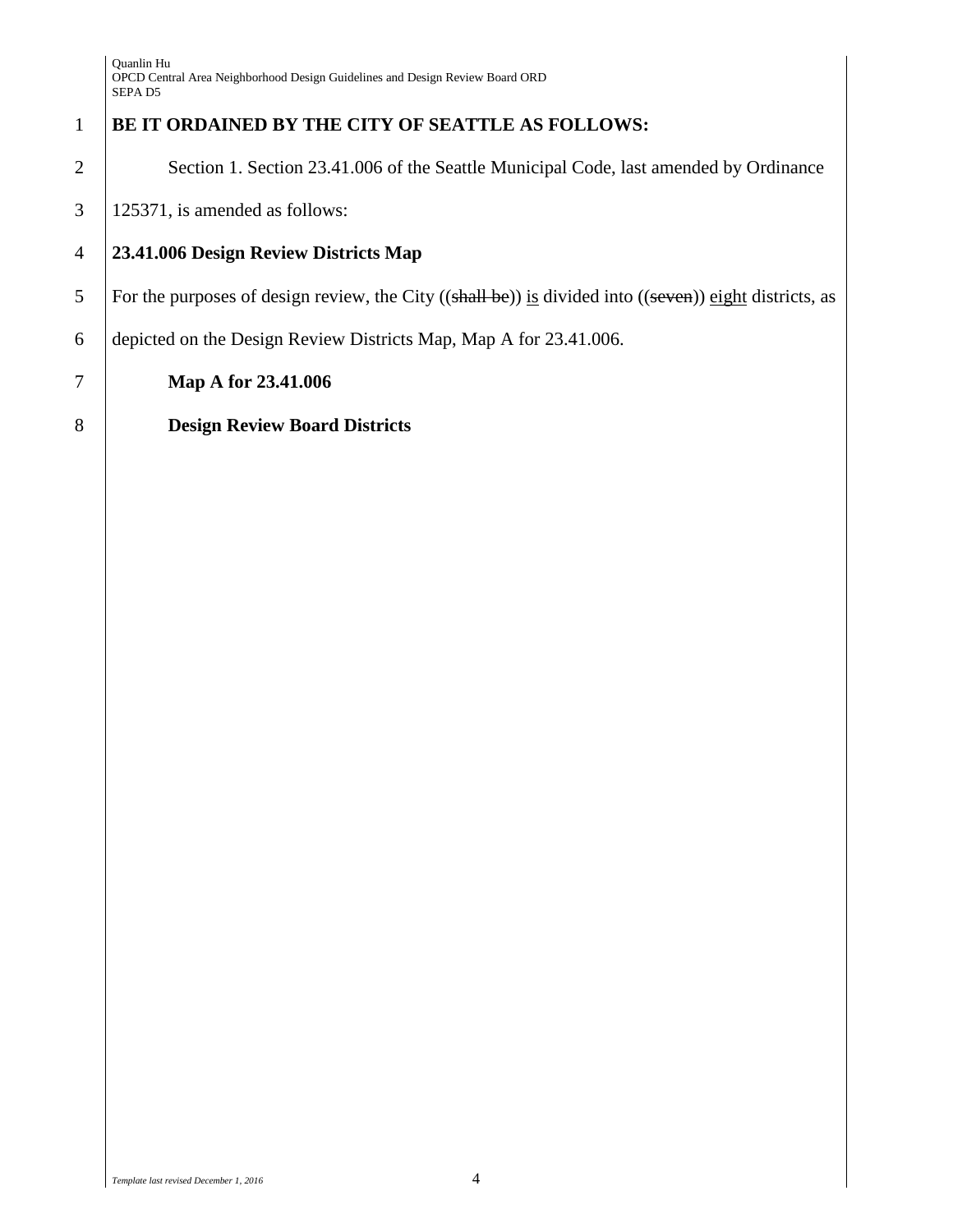**BE IT ORDAINED BY THE CITY OF SEATTLE AS FOLLOWS:**

Section 1. Section 23.41.006 of the Seattle Municipal Code, last amended by Ordinance 125371, is amended as follows:

**23.41.006 Design Review Districts Map**

For the purposes of design review, the City ((~~shall be~~)) <u>is</u> divided into ((~~seven~~)) <u>eight</u> districts, as depicted on the Design Review Districts Map, Map A for 23.41.006.

**Map A for 23.41.006**

**Design Review Board Districts**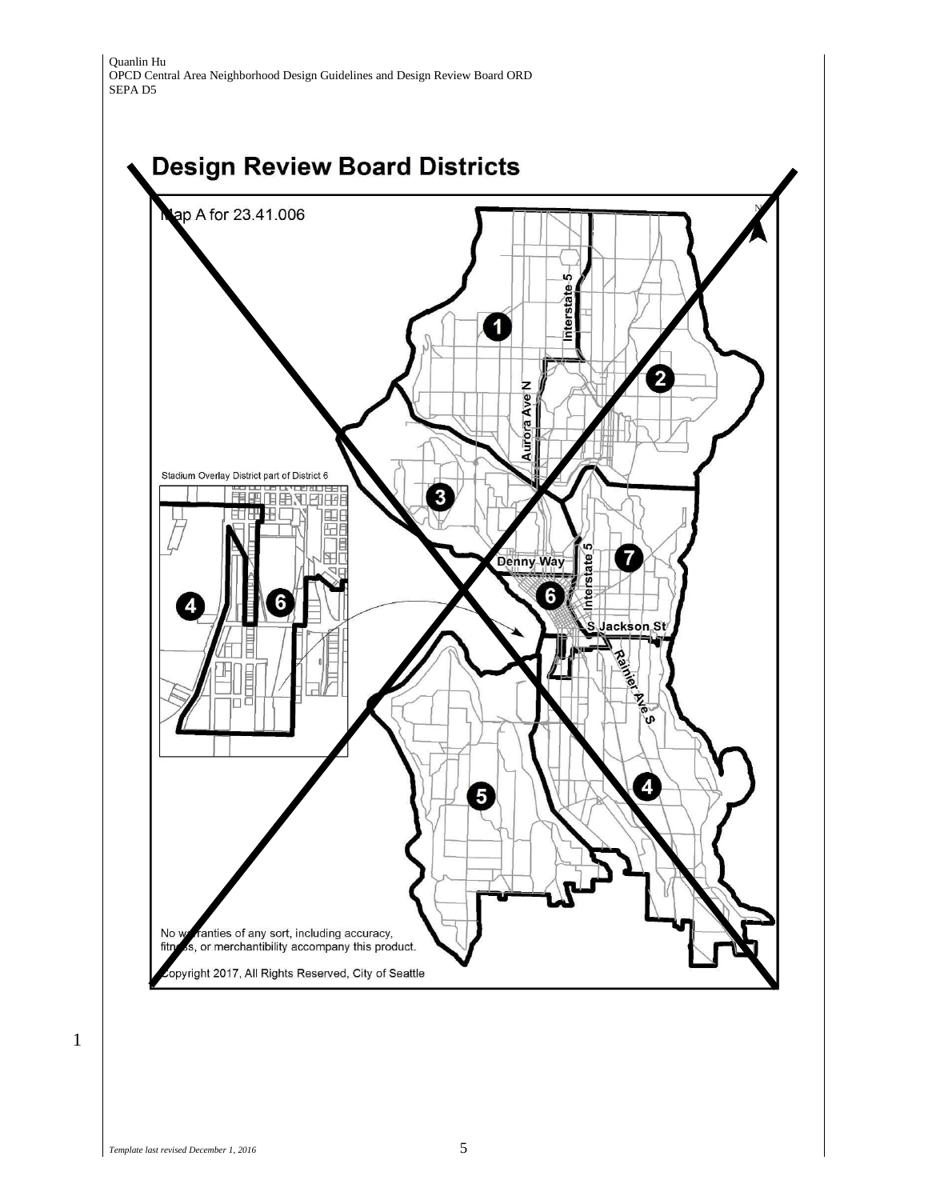# Design Review Board Districts

Map A for 23.41.006

Stadium Overlay District part of District 6

4

6

1

2

3

7

6

4

5

Interstate 5

Aurora Ave N

Denny Way

Interstate 5

S Jackson St

Rainier Ave S

No warranties of any sort, including accuracy, fitness, or merchantibility accompany this product.

Copyright 2017, All Rights Reserved, City of Seattle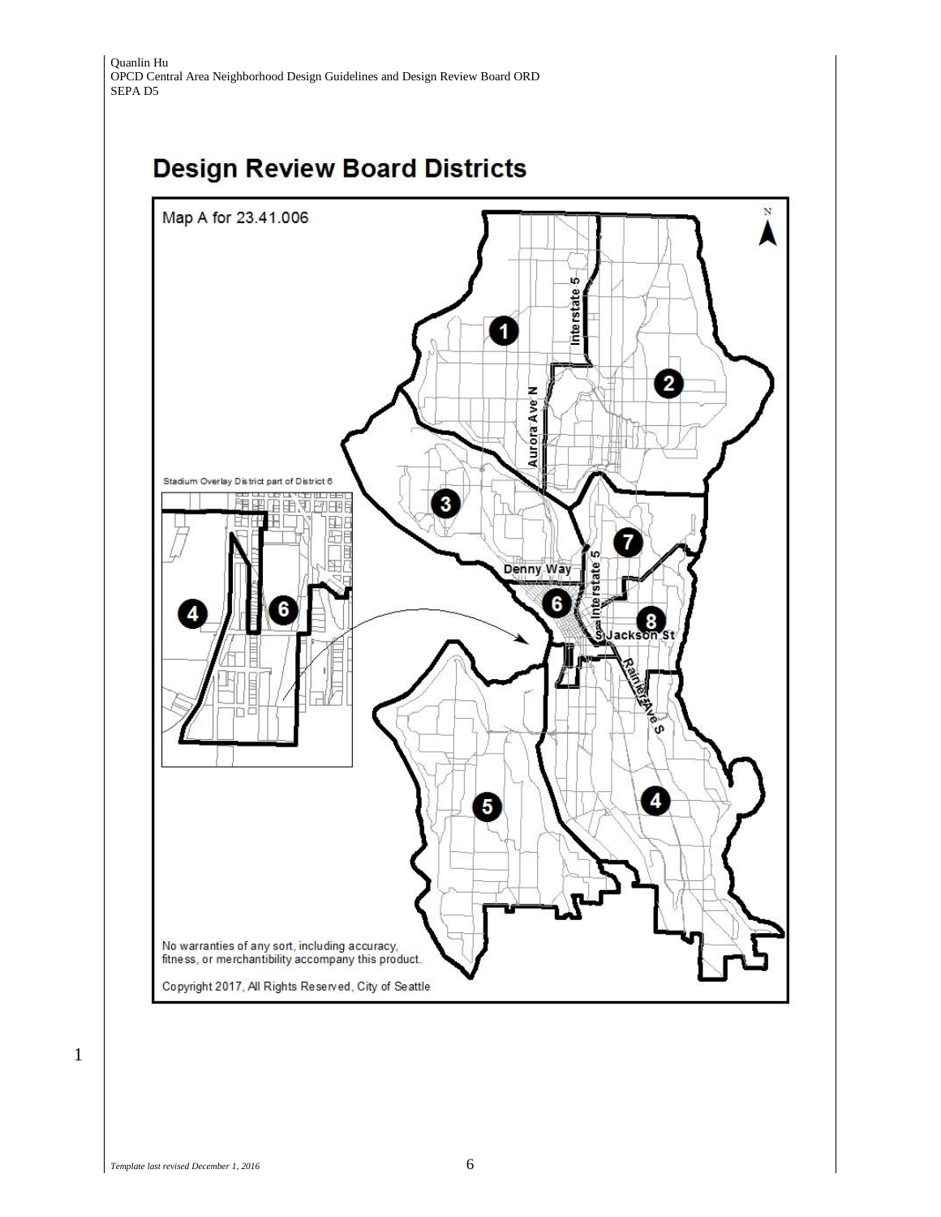# Design Review Board Districts

Map A for 23.41.006

Stadium Overlay District part of District 6

No warranties of any sort, including accuracy, fitness, or merchantibility accompany this product.

Copyright 2017, All Rights Reserved, City of Seattle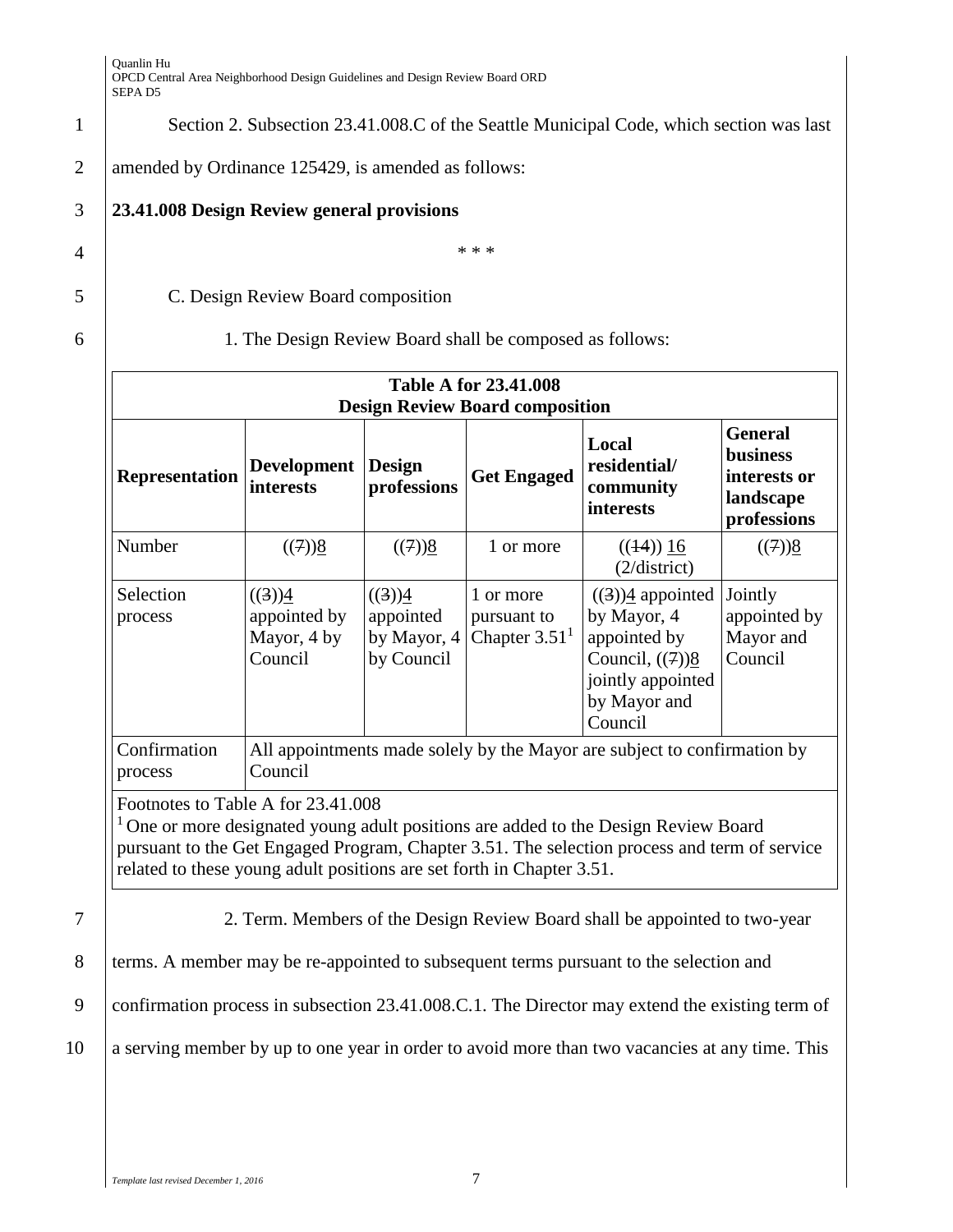Section 2. Subsection 23.41.008.C of the Seattle Municipal Code, which section was last amended by Ordinance 125429, is amended as follows:

**23.41.008 Design Review general provisions**

\* \* \*

C. Design Review Board composition

1. The Design Review Board shall be composed as follows:

| Table A for 23.41.008 Design Review Board composition | | | | | |
|---|---|---|---|---|---|
| **Representation** | **Development interests** | **Design professions** | **Get Engaged** | **Local residential/ community interests** | **General business interests or landscape professions** |
| Number | ((7))8 | ((7))8 | 1 or more | ((14)) 16 (2/district) | ((7))8 |
| Selection process | ((3))4 appointed by Mayor, 4 by Council | ((3))4 appointed by Mayor, 4 by Council | 1 or more pursuant to Chapter 3.51[1] | ((3))4 appointed by Mayor, 4 appointed by Council, ((7))8 jointly appointed by Mayor and Council | Jointly appointed by Mayor and Council |
| Confirmation process | All appointments made solely by the Mayor are subject to confirmation by Council | | | | |

Footnotes to Table A for 23.41.008

[1] One or more designated young adult positions are added to the Design Review Board pursuant to the Get Engaged Program, Chapter 3.51. The selection process and term of service related to these young adult positions are set forth in Chapter 3.51.

2. Term. Members of the Design Review Board shall be appointed to two-year terms. A member may be re-appointed to subsequent terms pursuant to the selection and confirmation process in subsection 23.41.008.C.1. The Director may extend the existing term of a serving member by up to one year in order to avoid more than two vacancies at any time. This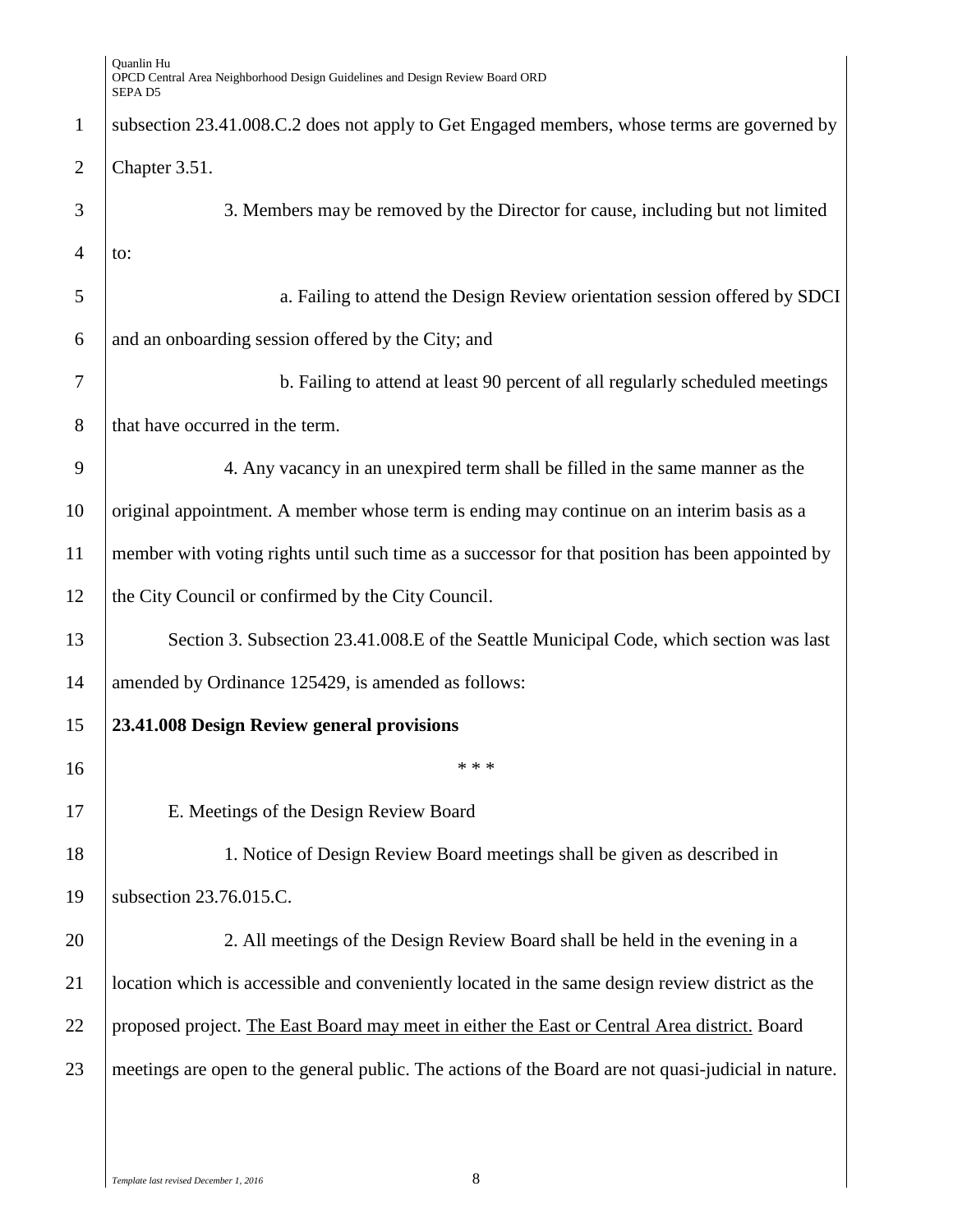subsection 23.41.008.C.2 does not apply to Get Engaged members, whose terms are governed by Chapter 3.51.

3. Members may be removed by the Director for cause, including but not limited to:

a. Failing to attend the Design Review orientation session offered by SDCI and an onboarding session offered by the City; and

b. Failing to attend at least 90 percent of all regularly scheduled meetings that have occurred in the term.

4. Any vacancy in an unexpired term shall be filled in the same manner as the original appointment. A member whose term is ending may continue on an interim basis as a member with voting rights until such time as a successor for that position has been appointed by the City Council or confirmed by the City Council.

Section 3. Subsection 23.41.008.E of the Seattle Municipal Code, which section was last amended by Ordinance 125429, is amended as follows:

**23.41.008 Design Review general provisions**

\* \* \*

E. Meetings of the Design Review Board

1. Notice of Design Review Board meetings shall be given as described in subsection 23.76.015.C.

2. All meetings of the Design Review Board shall be held in the evening in a location which is accessible and conveniently located in the same design review district as the proposed project. <u>The East Board may meet in either the East or Central Area district.</u> Board meetings are open to the general public. The actions of the Board are not quasi-judicial in nature.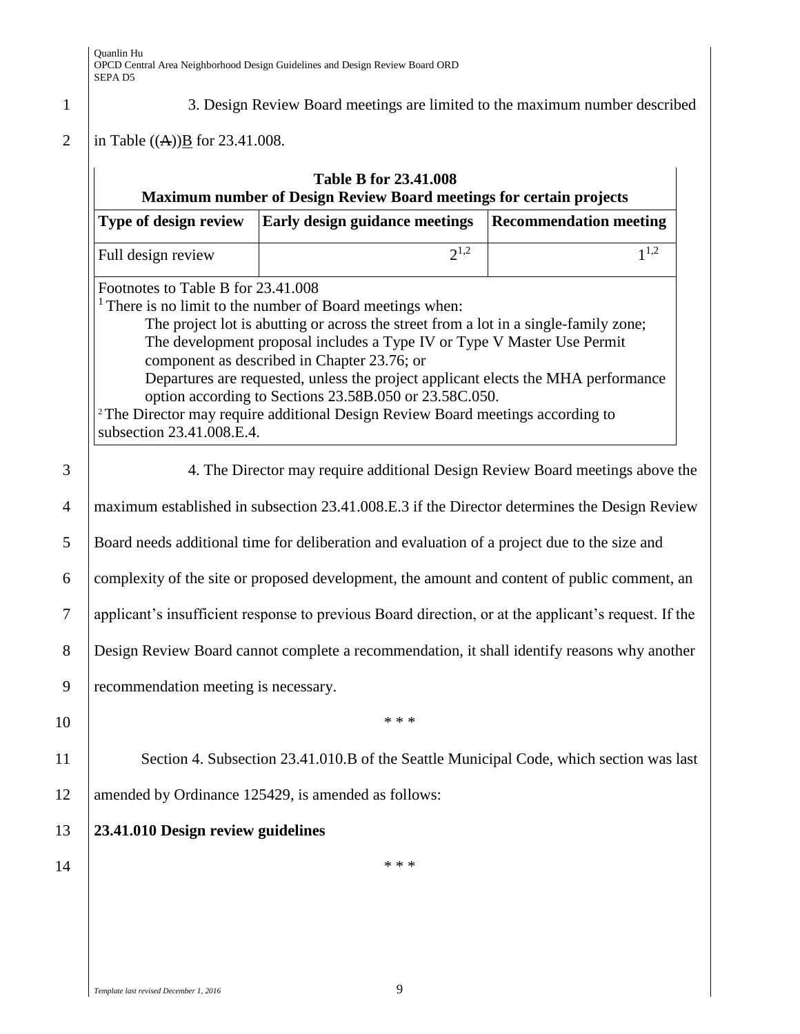3. Design Review Board meetings are limited to the maximum number described in Table ((~~A~~))B for 23.41.008.

**Table B for 23.41.008**
**Maximum number of Design Review Board meetings for certain projects**

| Type of design review | Early design guidance meetings | Recommendation meeting |
| --- | --- | --- |
| Full design review | 2[1,2] | 1[1,2] |

Footnotes to Table B for 23.41.008

[1] There is no limit to the number of Board meetings when:

The project lot is abutting or across the street from a lot in a single-family zone;

The development proposal includes a Type IV or Type V Master Use Permit component as described in Chapter 23.76; or

Departures are requested, unless the project applicant elects the MHA performance option according to Sections 23.58B.050 or 23.58C.050.

[2] The Director may require additional Design Review Board meetings according to subsection 23.41.008.E.4.

4. The Director may require additional Design Review Board meetings above the maximum established in subsection 23.41.008.E.3 if the Director determines the Design Review Board needs additional time for deliberation and evaluation of a project due to the size and complexity of the site or proposed development, the amount and content of public comment, an applicant's insufficient response to previous Board direction, or at the applicant's request. If the Design Review Board cannot complete a recommendation, it shall identify reasons why another recommendation meeting is necessary.

\* \* \*

Section 4. Subsection 23.41.010.B of the Seattle Municipal Code, which section was last amended by Ordinance 125429, is amended as follows:

**23.41.010 Design review guidelines**

\* \* \*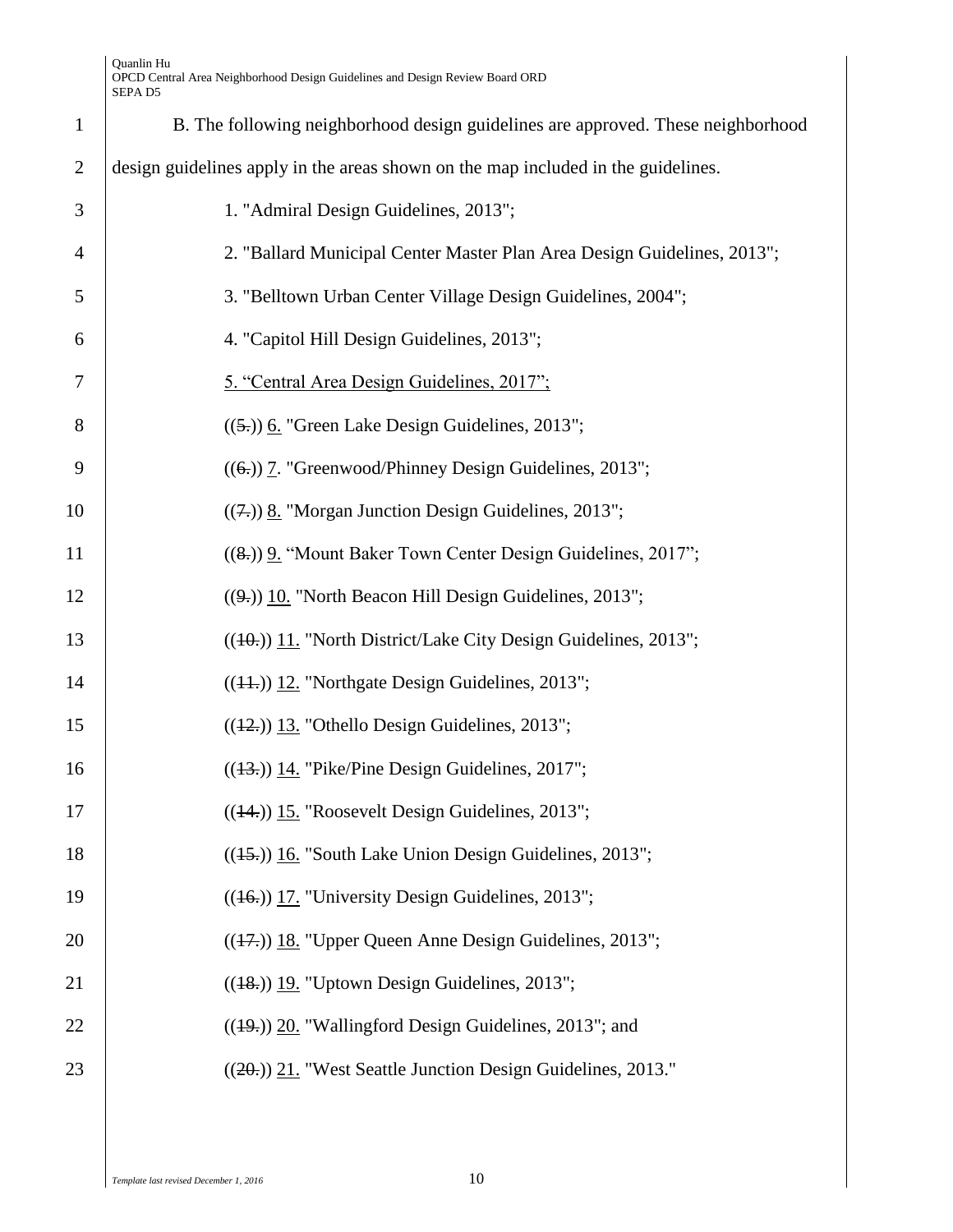B. The following neighborhood design guidelines are approved. These neighborhood design guidelines apply in the areas shown on the map included in the guidelines.

1. "Admiral Design Guidelines, 2013";

2. "Ballard Municipal Center Master Plan Area Design Guidelines, 2013";

3. "Belltown Urban Center Village Design Guidelines, 2004";

4. "Capitol Hill Design Guidelines, 2013";

5. "Central Area Design Guidelines, 2017";

((~~5.~~)) 6. "Green Lake Design Guidelines, 2013";

((~~6.~~)) 7. "Greenwood/Phinney Design Guidelines, 2013";

((~~7.~~)) 8. "Morgan Junction Design Guidelines, 2013";

((~~8.~~)) 9. "Mount Baker Town Center Design Guidelines, 2017";

((~~9.~~)) 10. "North Beacon Hill Design Guidelines, 2013";

((~~10.~~)) 11. "North District/Lake City Design Guidelines, 2013";

((~~11.~~)) 12. "Northgate Design Guidelines, 2013";

((~~12.~~)) 13. "Othello Design Guidelines, 2013";

((~~13.~~)) 14. "Pike/Pine Design Guidelines, 2017";

((~~14.~~)) 15. "Roosevelt Design Guidelines, 2013";

((~~15.~~)) 16. "South Lake Union Design Guidelines, 2013";

((~~16.~~)) 17. "University Design Guidelines, 2013";

((~~17.~~)) 18. "Upper Queen Anne Design Guidelines, 2013";

((~~18.~~)) 19. "Uptown Design Guidelines, 2013";

((~~19.~~)) 20. "Wallingford Design Guidelines, 2013"; and

((~~20.~~)) 21. "West Seattle Junction Design Guidelines, 2013."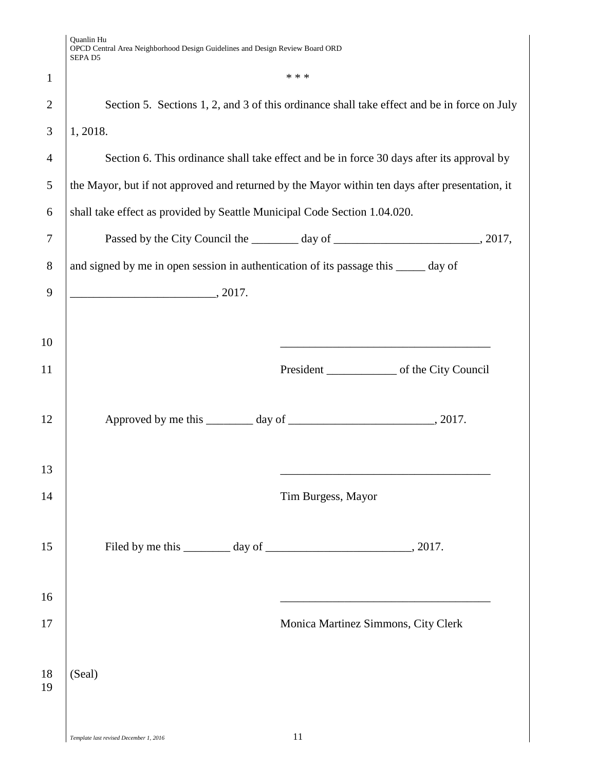\* \* \*

Section 5. Sections 1, 2, and 3 of this ordinance shall take effect and be in force on July 1, 2018.

Section 6. This ordinance shall take effect and be in force 30 days after its approval by the Mayor, but if not approved and returned by the Mayor within ten days after presentation, it shall take effect as provided by Seattle Municipal Code Section 1.04.020.

Passed by the City Council the ________ day of _________________________, 2017, and signed by me in open session in authentication of its passage this _____ day of _________________________, 2017.

____________________________________

President ____________ of the City Council

Approved by me this ________ day of _________________________, 2017.

____________________________________

Tim Burgess, Mayor

Filed by me this ________ day of _________________________, 2017.

____________________________________

Monica Martinez Simmons, City Clerk

(Seal)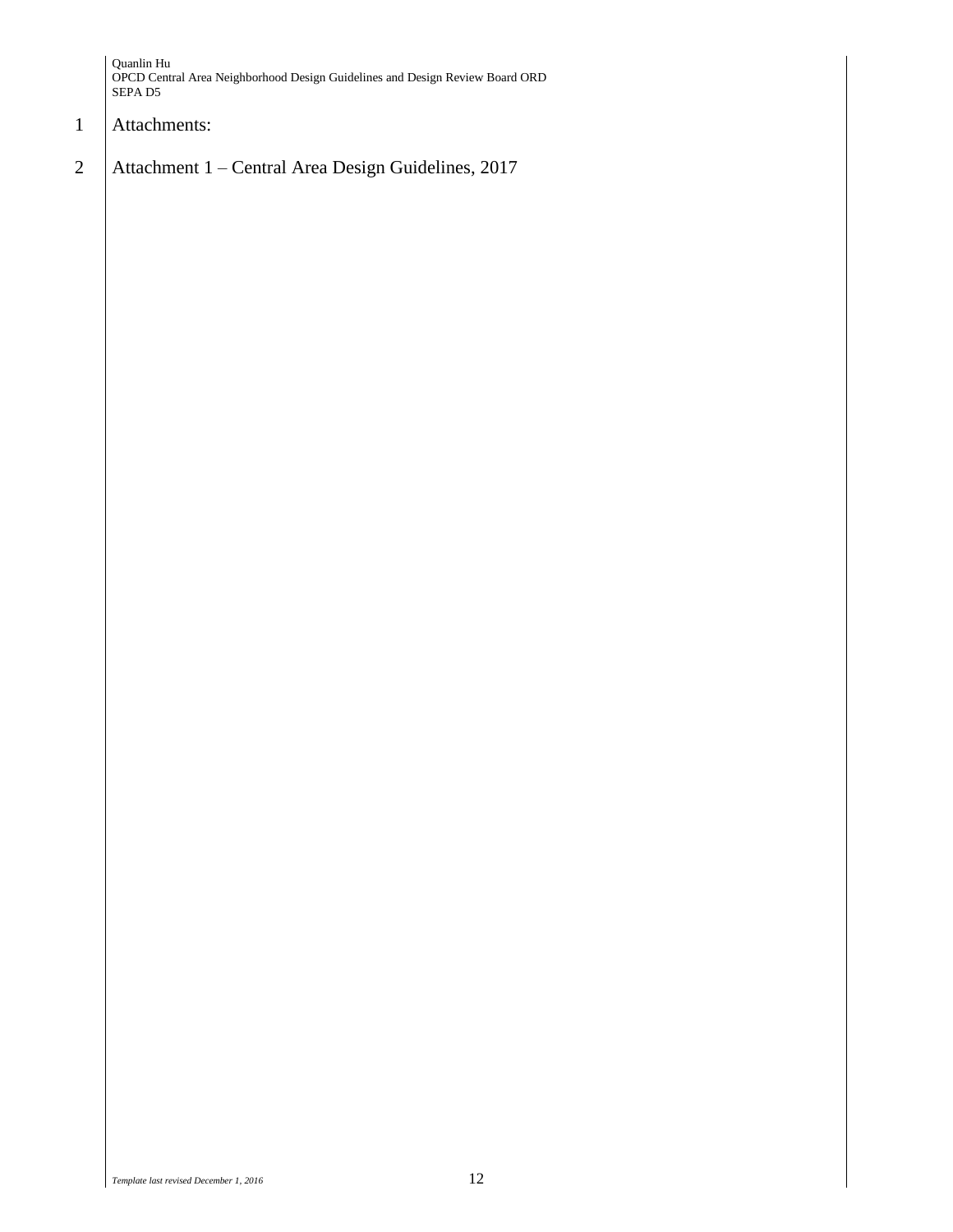Attachments:

Attachment 1 – Central Area Design Guidelines, 2017